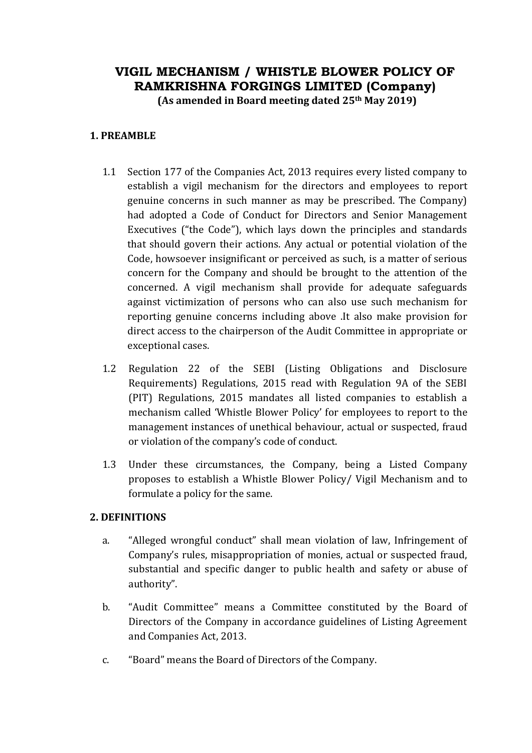# VIGIL MECHANISM / WHISTLE BLOWER POLICY OF RAMKRISHNA FORGINGS LIMITED (Company)

**(As amended in Board meeting dated 25th May 2019)**

## 1. PREAMBLE

1.1 Section 177 of the Companies Act, 2013 requires every listed company to establish a vigil mechanism for the directors and employees to report genuine concerns in such manner as may be prescribed. The Company) had adopted a Code of Conduct for Directors and Senior Management Executives ("the Code"), which lays down the principles and standards that should govern their actions. Any actual or potential violation of the Code, howsoever insignificant or perceived as such, is a matter of serious concern for the Company and should be brought to the attention of the concerned. A vigil mechanism shall provide for adequate safeguards against victimization of persons who can also use such mechanism for reporting genuine concerns including above .It also make provision for direct access to the chairperson of the Audit Committee in appropriate or exceptional cases.

1.2 Regulation 22 of the SEBI (Listing Obligations and Disclosure Requirements) Regulations, 2015 read with Regulation 9A of the SEBI (PIT) Regulations, 2015 mandates all listed companies to establish a mechanism called 'Whistle Blower Policy' for employees to report to the management instances of unethical behaviour, actual or suspected, fraud or violation of the company's code of conduct.

1.3 Under these circumstances, the Company, being a Listed Company proposes to establish a Whistle Blower Policy/ Vigil Mechanism and to formulate a policy for the same.

## 2. DEFINITIONS

a. "Alleged wrongful conduct" shall mean violation of law, Infringement of Company's rules, misappropriation of monies, actual or suspected fraud, substantial and specific danger to public health and safety or abuse of authority".

b. "Audit Committee" means a Committee constituted by the Board of Directors of the Company in accordance guidelines of Listing Agreement and Companies Act, 2013.

c. "Board" means the Board of Directors of the Company.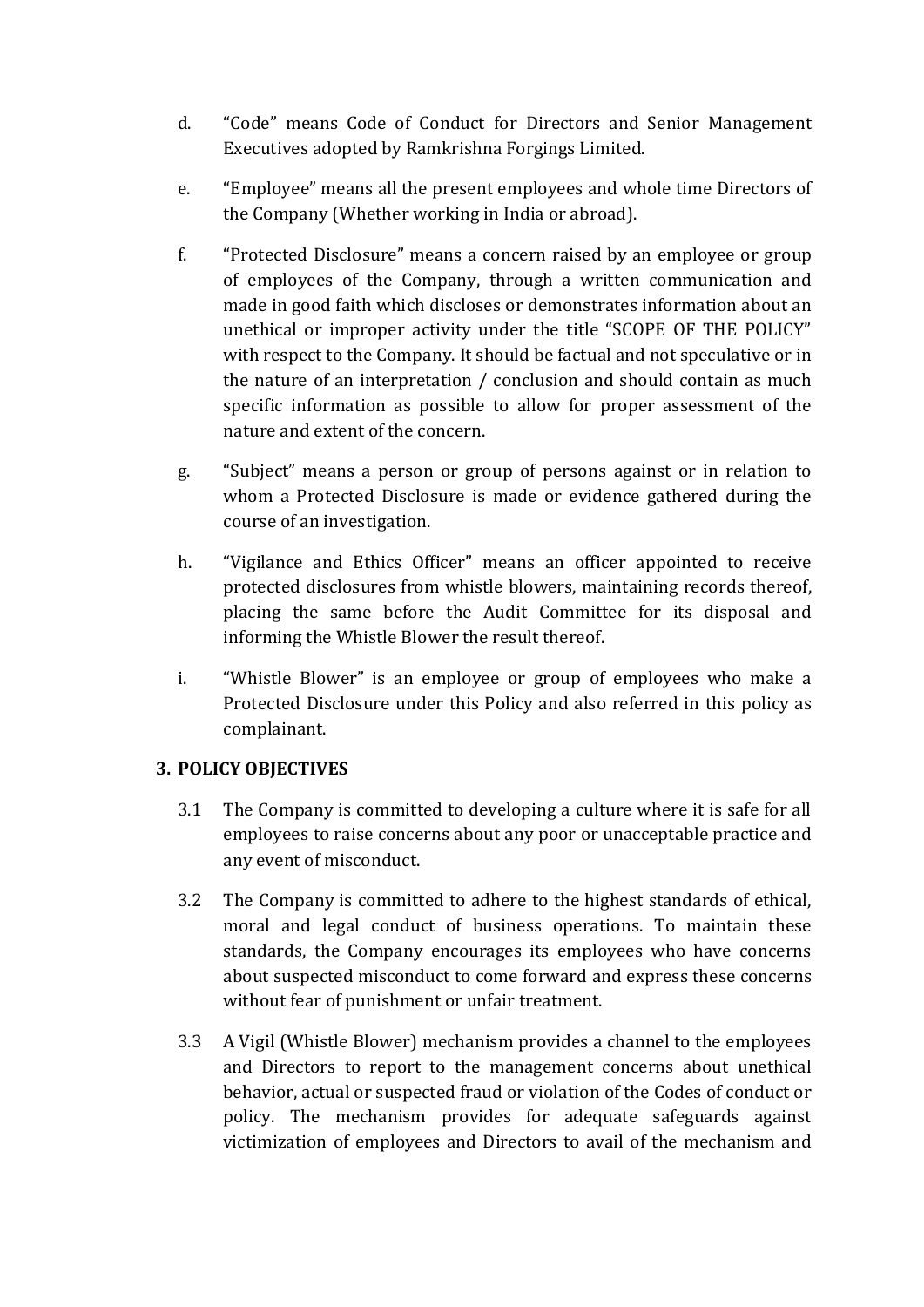d. "Code" means Code of Conduct for Directors and Senior Management Executives adopted by Ramkrishna Forgings Limited.

e. "Employee" means all the present employees and whole time Directors of the Company (Whether working in India or abroad).

f. "Protected Disclosure" means a concern raised by an employee or group of employees of the Company, through a written communication and made in good faith which discloses or demonstrates information about an unethical or improper activity under the title "SCOPE OF THE POLICY" with respect to the Company. It should be factual and not speculative or in the nature of an interpretation / conclusion and should contain as much specific information as possible to allow for proper assessment of the nature and extent of the concern.

g. "Subject" means a person or group of persons against or in relation to whom a Protected Disclosure is made or evidence gathered during the course of an investigation.

h. "Vigilance and Ethics Officer" means an officer appointed to receive protected disclosures from whistle blowers, maintaining records thereof, placing the same before the Audit Committee for its disposal and informing the Whistle Blower the result thereof.

i. "Whistle Blower" is an employee or group of employees who make a Protected Disclosure under this Policy and also referred in this policy as complainant.

## 3. POLICY OBJECTIVES

3.1 The Company is committed to developing a culture where it is safe for all employees to raise concerns about any poor or unacceptable practice and any event of misconduct.

3.2 The Company is committed to adhere to the highest standards of ethical, moral and legal conduct of business operations. To maintain these standards, the Company encourages its employees who have concerns about suspected misconduct to come forward and express these concerns without fear of punishment or unfair treatment.

3.3 A Vigil (Whistle Blower) mechanism provides a channel to the employees and Directors to report to the management concerns about unethical behavior, actual or suspected fraud or violation of the Codes of conduct or policy. The mechanism provides for adequate safeguards against victimization of employees and Directors to avail of the mechanism and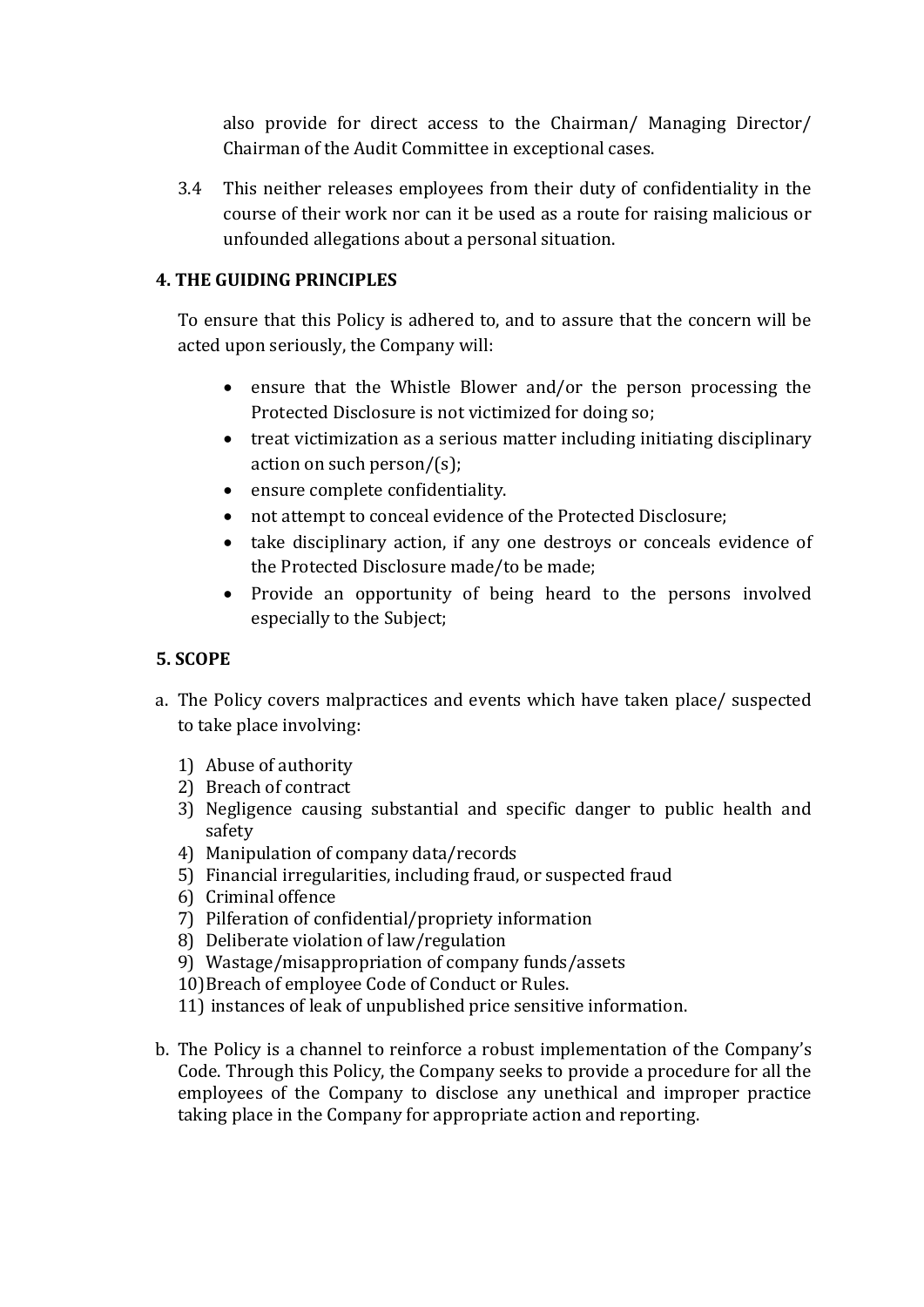also provide for direct access to the Chairman/ Managing Director/ Chairman of the Audit Committee in exceptional cases.

3.4 This neither releases employees from their duty of confidentiality in the course of their work nor can it be used as a route for raising malicious or unfounded allegations about a personal situation.

## 4. THE GUIDING PRINCIPLES

To ensure that this Policy is adhered to, and to assure that the concern will be acted upon seriously, the Company will:

- ensure that the Whistle Blower and/or the person processing the Protected Disclosure is not victimized for doing so;
- treat victimization as a serious matter including initiating disciplinary action on such person/(s);
- ensure complete confidentiality.
- not attempt to conceal evidence of the Protected Disclosure;
- take disciplinary action, if any one destroys or conceals evidence of the Protected Disclosure made/to be made;
- Provide an opportunity of being heard to the persons involved especially to the Subject;

## 5. SCOPE

a. The Policy covers malpractices and events which have taken place/ suspected to take place involving:

   1) Abuse of authority
   2) Breach of contract
   3) Negligence causing substantial and specific danger to public health and safety
   4) Manipulation of company data/records
   5) Financial irregularities, including fraud, or suspected fraud
   6) Criminal offence
   7) Pilferation of confidential/propriety information
   8) Deliberate violation of law/regulation
   9) Wastage/misappropriation of company funds/assets
   10) Breach of employee Code of Conduct or Rules.
   11) instances of leak of unpublished price sensitive information.

b. The Policy is a channel to reinforce a robust implementation of the Company's Code. Through this Policy, the Company seeks to provide a procedure for all the employees of the Company to disclose any unethical and improper practice taking place in the Company for appropriate action and reporting.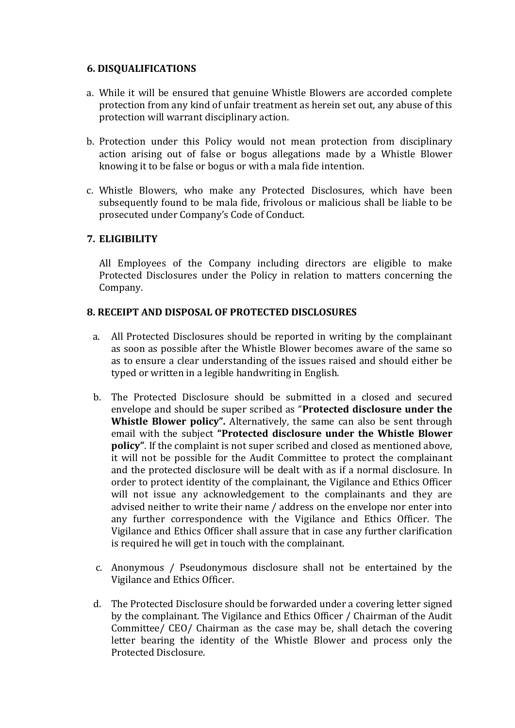## 6. DISQUALIFICATIONS

a. While it will be ensured that genuine Whistle Blowers are accorded complete protection from any kind of unfair treatment as herein set out, any abuse of this protection will warrant disciplinary action.

b. Protection under this Policy would not mean protection from disciplinary action arising out of false or bogus allegations made by a Whistle Blower knowing it to be false or bogus or with a mala fide intention.

c. Whistle Blowers, who make any Protected Disclosures, which have been subsequently found to be mala fide, frivolous or malicious shall be liable to be prosecuted under Company's Code of Conduct.

## 7. ELIGIBILITY

All Employees of the Company including directors are eligible to make Protected Disclosures under the Policy in relation to matters concerning the Company.

## 8. RECEIPT AND DISPOSAL OF PROTECTED DISCLOSURES

a. All Protected Disclosures should be reported in writing by the complainant as soon as possible after the Whistle Blower becomes aware of the same so as to ensure a clear understanding of the issues raised and should either be typed or written in a legible handwriting in English.

b. The Protected Disclosure should be submitted in a closed and secured envelope and should be super scribed as "**Protected disclosure under the Whistle Blower policy".** Alternatively, the same can also be sent through email with the subject **"Protected disclosure under the Whistle Blower policy"**. If the complaint is not super scribed and closed as mentioned above, it will not be possible for the Audit Committee to protect the complainant and the protected disclosure will be dealt with as if a normal disclosure. In order to protect identity of the complainant, the Vigilance and Ethics Officer will not issue any acknowledgement to the complainants and they are advised neither to write their name / address on the envelope nor enter into any further correspondence with the Vigilance and Ethics Officer. The Vigilance and Ethics Officer shall assure that in case any further clarification is required he will get in touch with the complainant.

c. Anonymous / Pseudonymous disclosure shall not be entertained by the Vigilance and Ethics Officer.

d. The Protected Disclosure should be forwarded under a covering letter signed by the complainant. The Vigilance and Ethics Officer / Chairman of the Audit Committee/ CEO/ Chairman as the case may be, shall detach the covering letter bearing the identity of the Whistle Blower and process only the Protected Disclosure.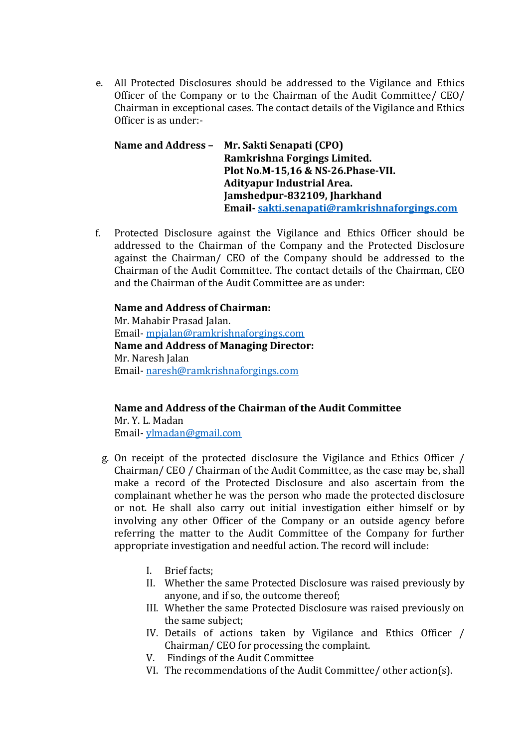e. All Protected Disclosures should be addressed to the Vigilance and Ethics Officer of the Company or to the Chairman of the Audit Committee/ CEO/ Chairman in exceptional cases. The contact details of the Vigilance and Ethics Officer is as under:-

**Name and Address –** **Mr. Sakti Senapati (CPO)**
**Ramkrishna Forgings Limited.**
**Plot No.M-15,16 & NS-26.Phase-VII.**
**Adityapur Industrial Area.**
**Jamshedpur-832109, Jharkhand**
**Email- sakti.senapati@ramkrishnaforgings.com**

f. Protected Disclosure against the Vigilance and Ethics Officer should be addressed to the Chairman of the Company and the Protected Disclosure against the Chairman/ CEO of the Company should be addressed to the Chairman of the Audit Committee. The contact details of the Chairman, CEO and the Chairman of the Audit Committee are as under:

**Name and Address of Chairman:**
Mr. Mahabir Prasad Jalan.
Email- mpjalan@ramkrishnaforgings.com
**Name and Address of Managing Director:**
Mr. Naresh Jalan
Email- naresh@ramkrishnaforgings.com

**Name and Address of the Chairman of the Audit Committee**
Mr. Y. L. Madan
Email- ylmadan@gmail.com

g. On receipt of the protected disclosure the Vigilance and Ethics Officer / Chairman/ CEO / Chairman of the Audit Committee, as the case may be, shall make a record of the Protected Disclosure and also ascertain from the complainant whether he was the person who made the protected disclosure or not. He shall also carry out initial investigation either himself or by involving any other Officer of the Company or an outside agency before referring the matter to the Audit Committee of the Company for further appropriate investigation and needful action. The record will include:

I. Brief facts;
II. Whether the same Protected Disclosure was raised previously by anyone, and if so, the outcome thereof;
III. Whether the same Protected Disclosure was raised previously on the same subject;
IV. Details of actions taken by Vigilance and Ethics Officer / Chairman/ CEO for processing the complaint.
V. Findings of the Audit Committee
VI. The recommendations of the Audit Committee/ other action(s).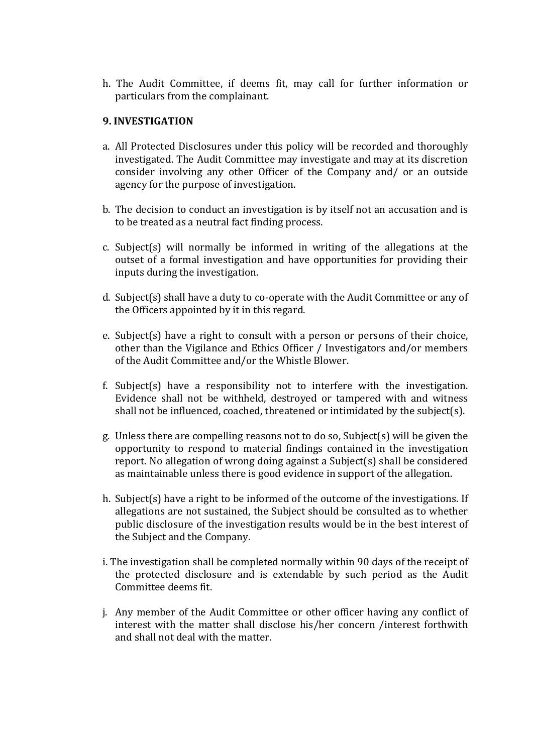h. The Audit Committee, if deems fit, may call for further information or particulars from the complainant.

**9. INVESTIGATION**

a. All Protected Disclosures under this policy will be recorded and thoroughly investigated. The Audit Committee may investigate and may at its discretion consider involving any other Officer of the Company and/ or an outside agency for the purpose of investigation.

b. The decision to conduct an investigation is by itself not an accusation and is to be treated as a neutral fact finding process.

c. Subject(s) will normally be informed in writing of the allegations at the outset of a formal investigation and have opportunities for providing their inputs during the investigation.

d. Subject(s) shall have a duty to co-operate with the Audit Committee or any of the Officers appointed by it in this regard.

e. Subject(s) have a right to consult with a person or persons of their choice, other than the Vigilance and Ethics Officer / Investigators and/or members of the Audit Committee and/or the Whistle Blower.

f. Subject(s) have a responsibility not to interfere with the investigation. Evidence shall not be withheld, destroyed or tampered with and witness shall not be influenced, coached, threatened or intimidated by the subject(s).

g. Unless there are compelling reasons not to do so, Subject(s) will be given the opportunity to respond to material findings contained in the investigation report. No allegation of wrong doing against a Subject(s) shall be considered as maintainable unless there is good evidence in support of the allegation.

h. Subject(s) have a right to be informed of the outcome of the investigations. If allegations are not sustained, the Subject should be consulted as to whether public disclosure of the investigation results would be in the best interest of the Subject and the Company.

i. The investigation shall be completed normally within 90 days of the receipt of the protected disclosure and is extendable by such period as the Audit Committee deems fit.

j. Any member of the Audit Committee or other officer having any conflict of interest with the matter shall disclose his/her concern /interest forthwith and shall not deal with the matter.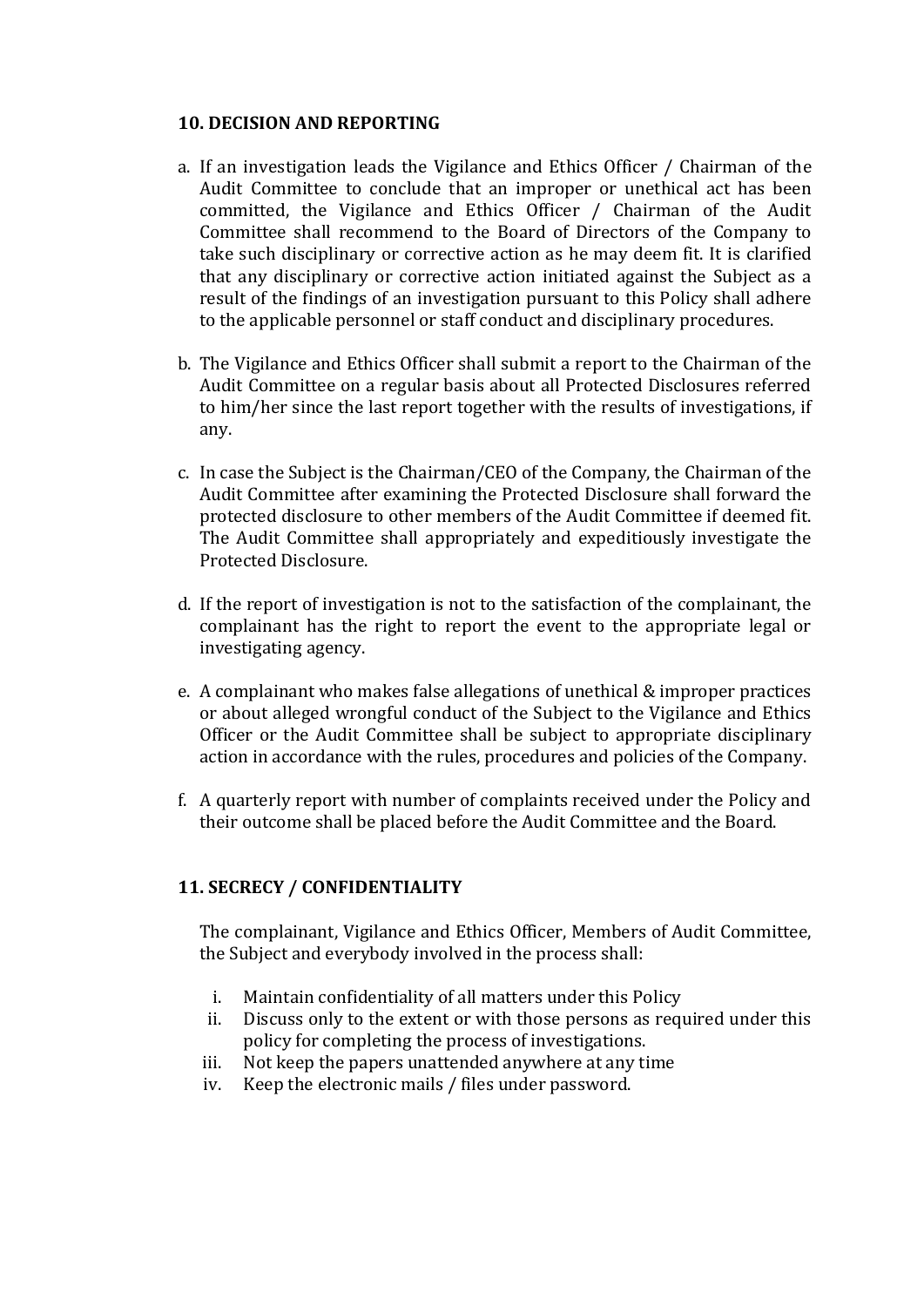## 10. DECISION AND REPORTING

a. If an investigation leads the Vigilance and Ethics Officer / Chairman of the Audit Committee to conclude that an improper or unethical act has been committed, the Vigilance and Ethics Officer / Chairman of the Audit Committee shall recommend to the Board of Directors of the Company to take such disciplinary or corrective action as he may deem fit. It is clarified that any disciplinary or corrective action initiated against the Subject as a result of the findings of an investigation pursuant to this Policy shall adhere to the applicable personnel or staff conduct and disciplinary procedures.

b. The Vigilance and Ethics Officer shall submit a report to the Chairman of the Audit Committee on a regular basis about all Protected Disclosures referred to him/her since the last report together with the results of investigations, if any.

c. In case the Subject is the Chairman/CEO of the Company, the Chairman of the Audit Committee after examining the Protected Disclosure shall forward the protected disclosure to other members of the Audit Committee if deemed fit. The Audit Committee shall appropriately and expeditiously investigate the Protected Disclosure.

d. If the report of investigation is not to the satisfaction of the complainant, the complainant has the right to report the event to the appropriate legal or investigating agency.

e. A complainant who makes false allegations of unethical & improper practices or about alleged wrongful conduct of the Subject to the Vigilance and Ethics Officer or the Audit Committee shall be subject to appropriate disciplinary action in accordance with the rules, procedures and policies of the Company.

f. A quarterly report with number of complaints received under the Policy and their outcome shall be placed before the Audit Committee and the Board.

## 11. SECRECY / CONFIDENTIALITY

The complainant, Vigilance and Ethics Officer, Members of Audit Committee, the Subject and everybody involved in the process shall:

i. Maintain confidentiality of all matters under this Policy
ii. Discuss only to the extent or with those persons as required under this policy for completing the process of investigations.
iii. Not keep the papers unattended anywhere at any time
iv. Keep the electronic mails / files under password.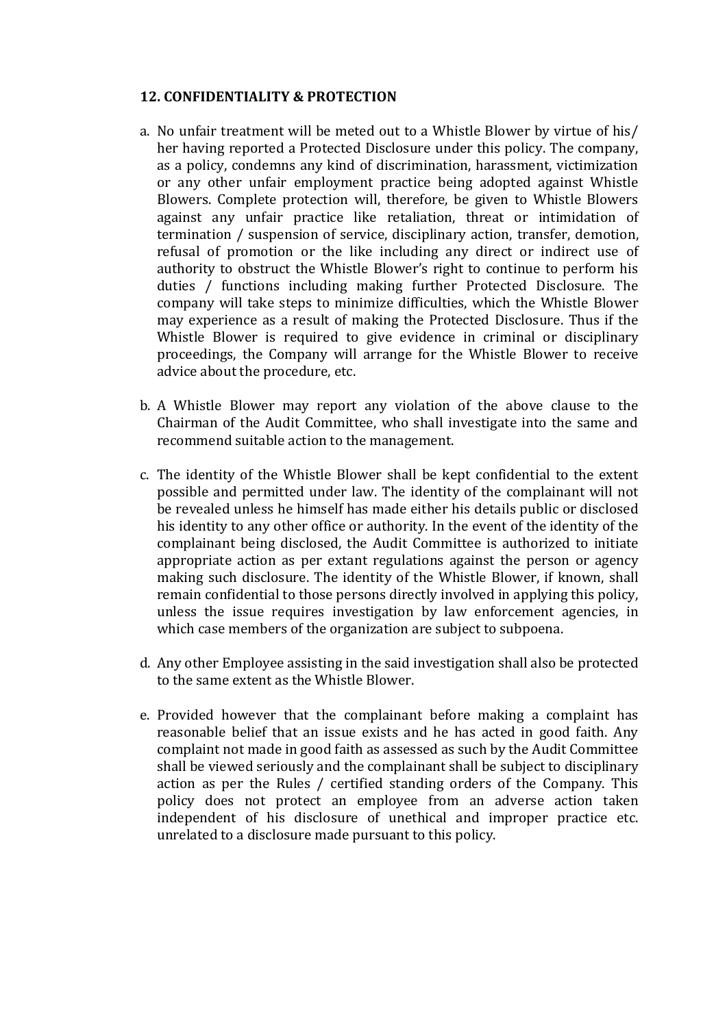## 12. CONFIDENTIALITY & PROTECTION

a. No unfair treatment will be meted out to a Whistle Blower by virtue of his/ her having reported a Protected Disclosure under this policy. The company, as a policy, condemns any kind of discrimination, harassment, victimization or any other unfair employment practice being adopted against Whistle Blowers. Complete protection will, therefore, be given to Whistle Blowers against any unfair practice like retaliation, threat or intimidation of termination / suspension of service, disciplinary action, transfer, demotion, refusal of promotion or the like including any direct or indirect use of authority to obstruct the Whistle Blower's right to continue to perform his duties / functions including making further Protected Disclosure. The company will take steps to minimize difficulties, which the Whistle Blower may experience as a result of making the Protected Disclosure. Thus if the Whistle Blower is required to give evidence in criminal or disciplinary proceedings, the Company will arrange for the Whistle Blower to receive advice about the procedure, etc.

b. A Whistle Blower may report any violation of the above clause to the Chairman of the Audit Committee, who shall investigate into the same and recommend suitable action to the management.

c. The identity of the Whistle Blower shall be kept confidential to the extent possible and permitted under law. The identity of the complainant will not be revealed unless he himself has made either his details public or disclosed his identity to any other office or authority. In the event of the identity of the complainant being disclosed, the Audit Committee is authorized to initiate appropriate action as per extant regulations against the person or agency making such disclosure. The identity of the Whistle Blower, if known, shall remain confidential to those persons directly involved in applying this policy, unless the issue requires investigation by law enforcement agencies, in which case members of the organization are subject to subpoena.

d. Any other Employee assisting in the said investigation shall also be protected to the same extent as the Whistle Blower.

e. Provided however that the complainant before making a complaint has reasonable belief that an issue exists and he has acted in good faith. Any complaint not made in good faith as assessed as such by the Audit Committee shall be viewed seriously and the complainant shall be subject to disciplinary action as per the Rules / certified standing orders of the Company. This policy does not protect an employee from an adverse action taken independent of his disclosure of unethical and improper practice etc. unrelated to a disclosure made pursuant to this policy.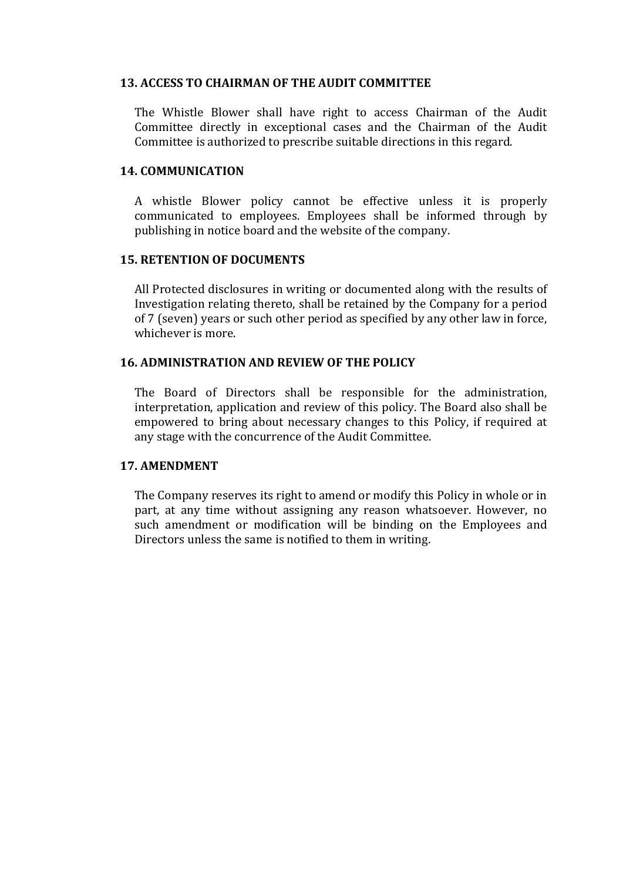### 13. ACCESS TO CHAIRMAN OF THE AUDIT COMMITTEE

The Whistle Blower shall have right to access Chairman of the Audit Committee directly in exceptional cases and the Chairman of the Audit Committee is authorized to prescribe suitable directions in this regard.

### 14. COMMUNICATION

A whistle Blower policy cannot be effective unless it is properly communicated to employees. Employees shall be informed through by publishing in notice board and the website of the company.

### 15. RETENTION OF DOCUMENTS

All Protected disclosures in writing or documented along with the results of Investigation relating thereto, shall be retained by the Company for a period of 7 (seven) years or such other period as specified by any other law in force, whichever is more.

### 16. ADMINISTRATION AND REVIEW OF THE POLICY

The Board of Directors shall be responsible for the administration, interpretation, application and review of this policy. The Board also shall be empowered to bring about necessary changes to this Policy, if required at any stage with the concurrence of the Audit Committee.

### 17. AMENDMENT

The Company reserves its right to amend or modify this Policy in whole or in part, at any time without assigning any reason whatsoever. However, no such amendment or modification will be binding on the Employees and Directors unless the same is notified to them in writing.